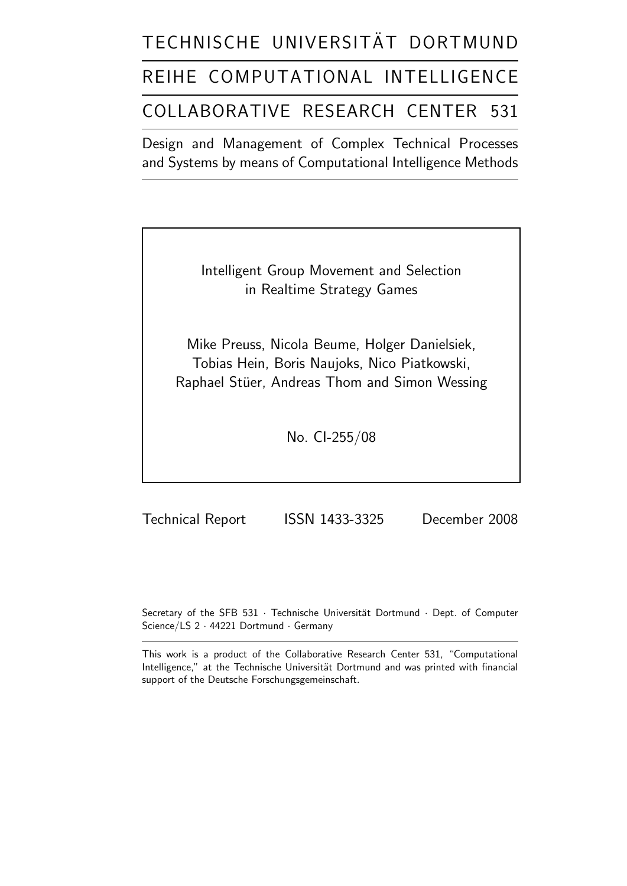TECHNISCHE UNIVERSITÄT DORTMUND

REIHE COMPUTATIONAL INTELLIGENCE

COLLABORATIVE RESEARCH CENTER 531

Design and Management of Complex Technical Processes and Systems by means of Computational Intelligence Methods

# Intelligent Group Movement and Selection in Realtime Strategy Games

Mike Preuss, Nicola Beume, Holger Danielsiek, Tobias Hein, Boris Naujoks, Nico Piatkowski, Raphael Stüer, Andreas Thom and Simon Wessing

No. CI-255/08

Technical Report ISSN 1433-3325 December 2008

Secretary of the SFB 531 · Technische Universität Dortmund · Dept. of Computer Science/LS 2 · 44221 Dortmund · Germany

This work is a product of the Collaborative Research Center 531, "Computational Intelligence," at the Technische Universität Dortmund and was printed with financial support of the Deutsche Forschungsgemeinschaft.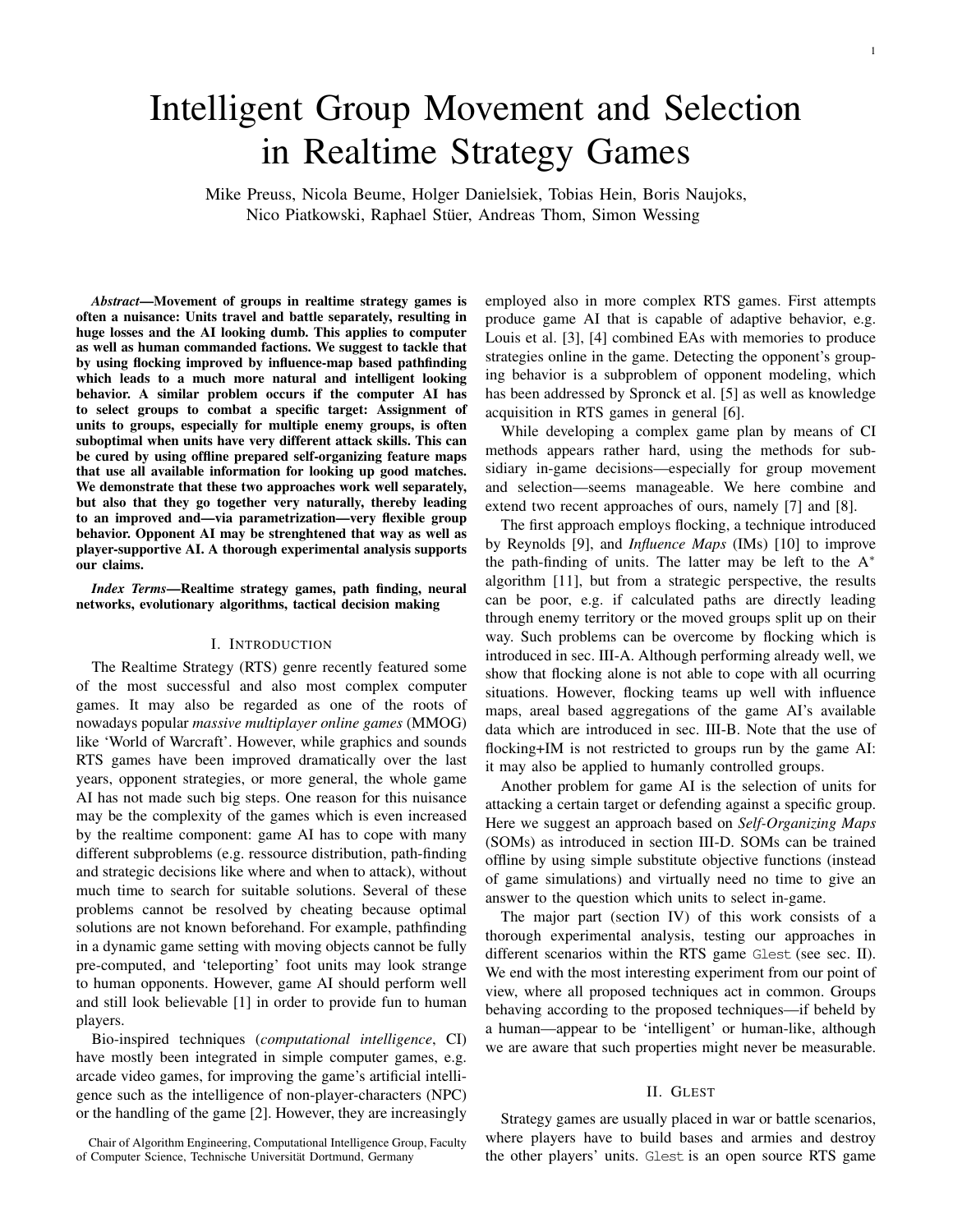# Intelligent Group Movement and Selection in Realtime Strategy Games

Mike Preuss, Nicola Beume, Holger Danielsiek, Tobias Hein, Boris Naujoks, Nico Piatkowski, Raphael Stüer, Andreas Thom, Simon Wessing

***Abstract*—Movement of groups in realtime strategy games is often a nuisance: Units travel and battle separately, resulting in huge losses and the AI looking dumb. This applies to computer as well as human commanded factions. We suggest to tackle that by using flocking improved by influence-map based pathfinding which leads to a much more natural and intelligent looking behavior. A similar problem occurs if the computer AI has to select groups to combat a specific target: Assignment of units to groups, especially for multiple enemy groups, is often suboptimal when units have very different attack skills. This can be cured by using offline prepared self-organizing feature maps that use all available information for looking up good matches. We demonstrate that these two approaches work well separately, but also that they go together very naturally, thereby leading to an improved and—via parametrization—very flexible group behavior. Opponent AI may be strenghtened that way as well as player-supportive AI. A thorough experimental analysis supports our claims.**

***Index Terms*—Realtime strategy games, path finding, neural networks, evolutionary algorithms, tactical decision making**

## I. Introduction

The Realtime Strategy (RTS) genre recently featured some of the most successful and also most complex computer games. It may also be regarded as one of the roots of nowadays popular *massive multiplayer online games* (MMOG) like 'World of Warcraft'. However, while graphics and sounds RTS games have been improved dramatically over the last years, opponent strategies, or more general, the whole game AI has not made such big steps. One reason for this nuisance may be the complexity of the games which is even increased by the realtime component: game AI has to cope with many different subproblems (e.g. ressource distribution, path-finding and strategic decisions like where and when to attack), without much time to search for suitable solutions. Several of these problems cannot be resolved by cheating because optimal solutions are not known beforehand. For example, pathfinding in a dynamic game setting with moving objects cannot be fully pre-computed, and 'teleporting' foot units may look strange to human opponents. However, game AI should perform well and still look believable [1] in order to provide fun to human players.

Bio-inspired techniques (*computational intelligence*, CI) have mostly been integrated in simple computer games, e.g. arcade video games, for improving the game's artificial intelligence such as the intelligence of non-player-characters (NPC) or the handling of the game [2]. However, they are increasingly employed also in more complex RTS games. First attempts produce game AI that is capable of adaptive behavior, e.g. Louis et al. [3], [4] combined EAs with memories to produce strategies online in the game. Detecting the opponent's grouping behavior is a subproblem of opponent modeling, which has been addressed by Spronck et al. [5] as well as knowledge acquisition in RTS games in general [6].

Chair of Algorithm Engineering, Computational Intelligence Group, Faculty of Computer Science, Technische Universität Dortmund, Germany

While developing a complex game plan by means of CI methods appears rather hard, using the methods for subsidiary in-game decisions—especially for group movement and selection—seems manageable. We here combine and extend two recent approaches of ours, namely [7] and [8].

The first approach employs flocking, a technique introduced by Reynolds [9], and *Influence Maps* (IMs) [10] to improve the path-finding of units. The latter may be left to the A$^*$ algorithm [11], but from a strategic perspective, the results can be poor, e.g. if calculated paths are directly leading through enemy territory or the moved groups split up on their way. Such problems can be overcome by flocking which is introduced in sec. III-A. Although performing already well, we show that flocking alone is not able to cope with all ocurring situations. However, flocking teams up well with influence maps, areal based aggregations of the game AI's available data which are introduced in sec. III-B. Note that the use of flocking+IM is not restricted to groups run by the game AI: it may also be applied to humanly controlled groups.

Another problem for game AI is the selection of units for attacking a certain target or defending against a specific group. Here we suggest an approach based on *Self-Organizing Maps* (SOMs) as introduced in section III-D. SOMs can be trained offline by using simple substitute objective functions (instead of game simulations) and virtually need no time to give an answer to the question which units to select in-game.

The major part (section IV) of this work consists of a thorough experimental analysis, testing our approaches in different scenarios within the RTS game Glest (see sec. II). We end with the most interesting experiment from our point of view, where all proposed techniques act in common. Groups behaving according to the proposed techniques—if beheld by a human—appear to be 'intelligent' or human-like, although we are aware that such properties might never be measurable.

## II. Glest

Strategy games are usually placed in war or battle scenarios, where players have to build bases and armies and destroy the other players' units. Glest is an open source RTS game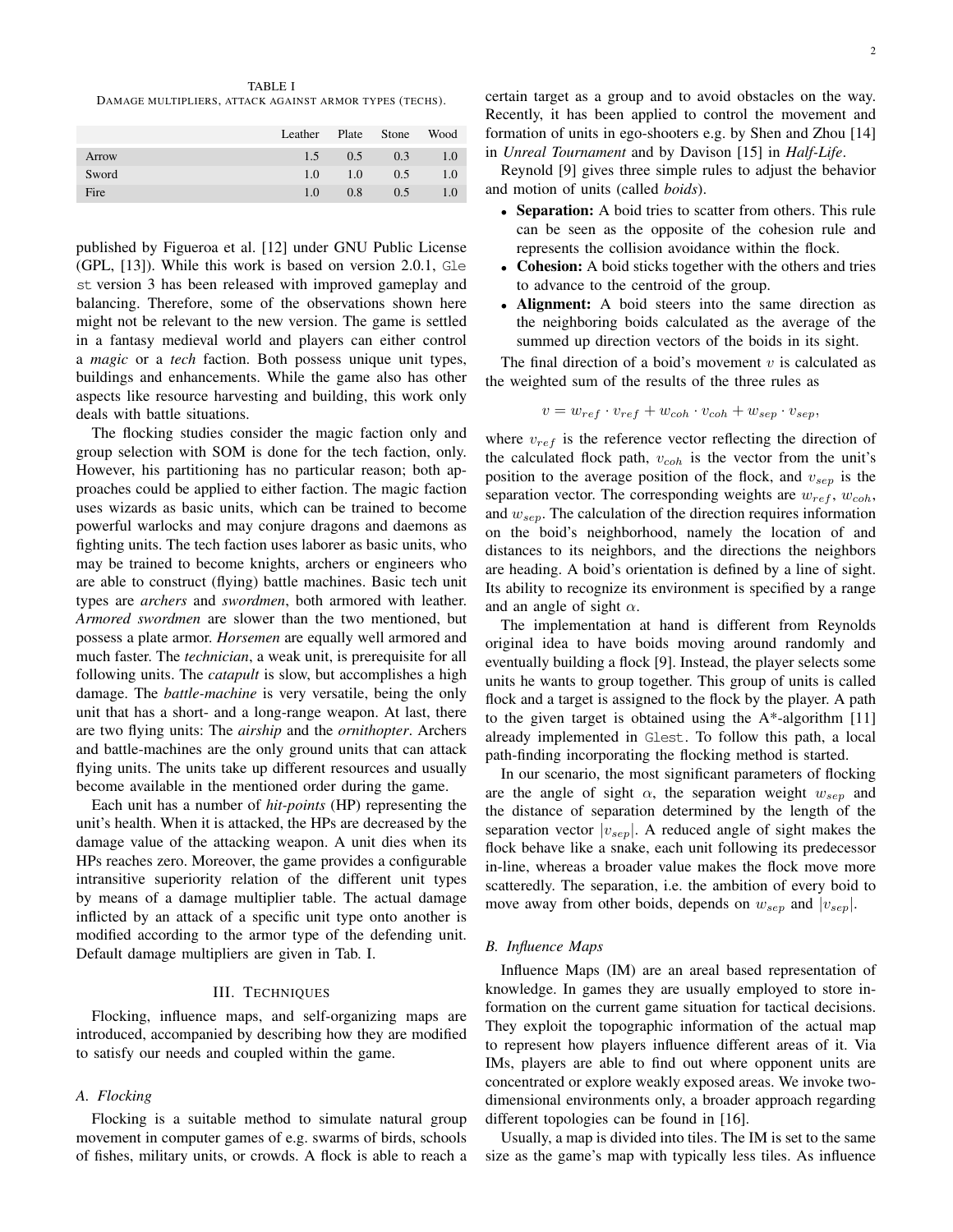TABLE I
DAMAGE MULTIPLIERS, ATTACK AGAINST ARMOR TYPES (TECHS).

| | Leather | Plate | Stone | Wood |
|---|---|---|---|---|
| Arrow | 1.5 | 0.5 | 0.3 | 1.0 |
| Sword | 1.0 | 1.0 | 0.5 | 1.0 |
| Fire | 1.0 | 0.8 | 0.5 | 1.0 |

published by Figueroa et al. [12] under GNU Public License (GPL, [13]). While this work is based on version 2.0.1, Glest version 3 has been released with improved gameplay and balancing. Therefore, some of the observations shown here might not be relevant to the new version. The game is settled in a fantasy medieval world and players can either control a *magic* or a *tech* faction. Both possess unique unit types, buildings and enhancements. While the game also has other aspects like resource harvesting and building, this work only deals with battle situations.

The flocking studies consider the magic faction only and group selection with SOM is done for the tech faction, only. However, his partitioning has no particular reason; both approaches could be applied to either faction. The magic faction uses wizards as basic units, which can be trained to become powerful warlocks and may conjure dragons and daemons as fighting units. The tech faction uses laborer as basic units, who may be trained to become knights, archers or engineers who are able to construct (flying) battle machines. Basic tech unit types are *archers* and *swordmen*, both armored with leather. *Armored swordmen* are slower than the two mentioned, but possess a plate armor. *Horsemen* are equally well armored and much faster. The *technician*, a weak unit, is prerequisite for all following units. The *catapult* is slow, but accomplishes a high damage. The *battle-machine* is very versatile, being the only unit that has a short- and a long-range weapon. At last, there are two flying units: The *airship* and the *ornithopter*. Archers and battle-machines are the only ground units that can attack flying units. The units take up different resources and usually become available in the mentioned order during the game.

Each unit has a number of *hit-points* (HP) representing the unit's health. When it is attacked, the HPs are decreased by the damage value of the attacking weapon. A unit dies when its HPs reaches zero. Moreover, the game provides a configurable intransitive superiority relation of the different unit types by means of a damage multiplier table. The actual damage inflicted by an attack of a specific unit type onto another is modified according to the armor type of the defending unit. Default damage multipliers are given in Tab. I.

## III. TECHNIQUES

Flocking, influence maps, and self-organizing maps are introduced, accompanied by describing how they are modified to satisfy our needs and coupled within the game.

### A. Flocking

Flocking is a suitable method to simulate natural group movement in computer games of e.g. swarms of birds, schools of fishes, military units, or crowds. A flock is able to reach a certain target as a group and to avoid obstacles on the way. Recently, it has been applied to control the movement and formation of units in ego-shooters e.g. by Shen and Zhou [14] in *Unreal Tournament* and by Davison [15] in *Half-Life*.

Reynold [9] gives three simple rules to adjust the behavior and motion of units (called *boids*).

- **Separation:** A boid tries to scatter from others. This rule can be seen as the opposite of the cohesion rule and represents the collision avoidance within the flock.
- **Cohesion:** A boid sticks together with the others and tries to advance to the centroid of the group.
- **Alignment:** A boid steers into the same direction as the neighboring boids calculated as the average of the summed up direction vectors of the boids in its sight.

The final direction of a boid's movement $v$ is calculated as the weighted sum of the results of the three rules as

$$v = w_{ref} \cdot v_{ref} + w_{coh} \cdot v_{coh} + w_{sep} \cdot v_{sep},$$

where $v_{ref}$ is the reference vector reflecting the direction of the calculated flock path, $v_{coh}$ is the vector from the unit's position to the average position of the flock, and $v_{sep}$ is the separation vector. The corresponding weights are $w_{ref}$, $w_{coh}$, and $w_{sep}$. The calculation of the direction requires information on the boid's neighborhood, namely the location of and distances to its neighbors, and the directions the neighbors are heading. A boid's orientation is defined by a line of sight. Its ability to recognize its environment is specified by a range and an angle of sight $\alpha$.

The implementation at hand is different from Reynolds original idea to have boids moving around randomly and eventually building a flock [9]. Instead, the player selects some units he wants to group together. This group of units is called flock and a target is assigned to the flock by the player. A path to the given target is obtained using the A*-algorithm [11] already implemented in Glest. To follow this path, a local path-finding incorporating the flocking method is started.

In our scenario, the most significant parameters of flocking are the angle of sight $\alpha$, the separation weight $w_{sep}$ and the distance of separation determined by the length of the separation vector $|v_{sep}|$. A reduced angle of sight makes the flock behave like a snake, each unit following its predecessor in-line, whereas a broader value makes the flock move more scatteredly. The separation, i.e. the ambition of every boid to move away from other boids, depends on $w_{sep}$ and $|v_{sep}|$.

### B. Influence Maps

Influence Maps (IM) are an areal based representation of knowledge. In games they are usually employed to store information on the current game situation for tactical decisions. They exploit the topographic information of the actual map to represent how players influence different areas of it. Via IMs, players are able to find out where opponent units are concentrated or explore weakly exposed areas. We invoke two-dimensional environments only, a broader approach regarding different topologies can be found in [16].

Usually, a map is divided into tiles. The IM is set to the same size as the game's map with typically less tiles. As influence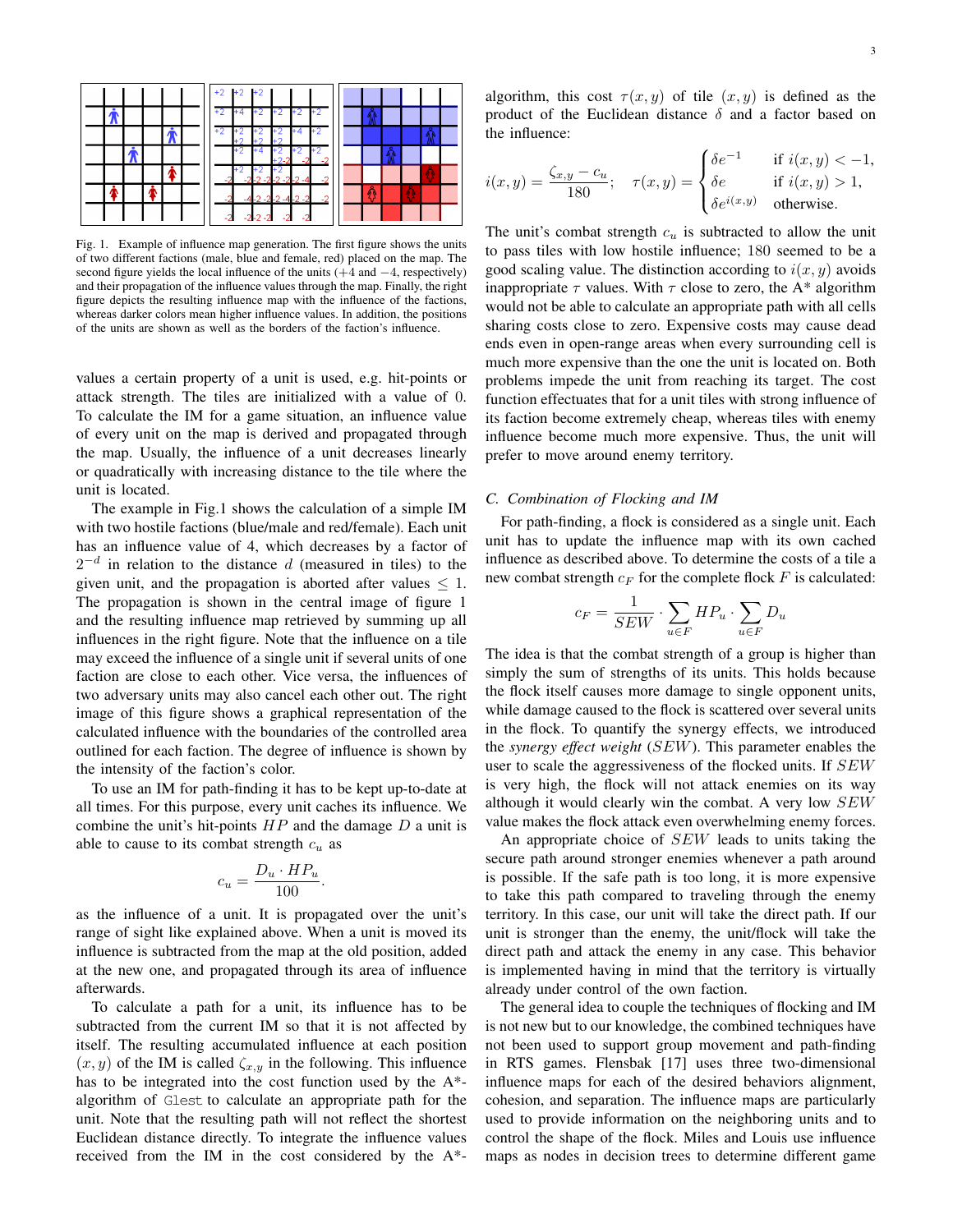Fig. 1. Example of influence map generation. The first figure shows the units of two different factions (male, blue and female, red) placed on the map. The second figure yields the local influence of the units (+4 and −4, respectively) and their propagation of the influence values through the map. Finally, the right figure depicts the resulting influence map with the influence of the factions, whereas darker colors mean higher influence values. In addition, the positions of the units are shown as well as the borders of the faction's influence.

values a certain property of a unit is used, e.g. hit-points or attack strength. The tiles are initialized with a value of 0. To calculate the IM for a game situation, an influence value of every unit on the map is derived and propagated through the map. Usually, the influence of a unit decreases linearly or quadratically with increasing distance to the tile where the unit is located.

The example in Fig.1 shows the calculation of a simple IM with two hostile factions (blue/male and red/female). Each unit has an influence value of 4, which decreases by a factor of $2^{-d}$ in relation to the distance $d$ (measured in tiles) to the given unit, and the propagation is aborted after values $\leq 1$. The propagation is shown in the central image of figure 1 and the resulting influence map retrieved by summing up all influences in the right figure. Note that the influence on a tile may exceed the influence of a single unit if several units of one faction are close to each other. Vice versa, the influences of two adversary units may also cancel each other out. The right image of this figure shows a graphical representation of the calculated influence with the boundaries of the controlled area outlined for each faction. The degree of influence is shown by the intensity of the faction's color.

To use an IM for path-finding it has to be kept up-to-date at all times. For this purpose, every unit caches its influence. We combine the unit's hit-points $HP$ and the damage $D$ a unit is able to cause to its combat strength $c_u$ as

$$c_u = \frac{D_u \cdot HP_u}{100}.$$

as the influence of a unit. It is propagated over the unit's range of sight like explained above. When a unit is moved its influence is subtracted from the map at the old position, added at the new one, and propagated through its area of influence afterwards.

To calculate a path for a unit, its influence has to be subtracted from the current IM so that it is not affected by itself. The resulting accumulated influence at each position $(x, y)$ of the IM is called $\zeta_{x,y}$ in the following. This influence has to be integrated into the cost function used by the A*-algorithm of `Glest` to calculate an appropriate path for the unit. Note that the resulting path will not reflect the shortest Euclidean distance directly. To integrate the influence values received from the IM in the cost considered by the A*-algorithm, this cost $\tau(x, y)$ of tile $(x, y)$ is defined as the product of the Euclidean distance $\delta$ and a factor based on the influence:

$$i(x,y) = \frac{\zeta_{x,y} - c_u}{180}; \quad \tau(x,y) = \begin{cases} \delta e^{-1} & \text{if } i(x,y) < -1, \\ \delta e & \text{if } i(x,y) > 1, \\ \delta e^{i(x,y)} & \text{otherwise.} \end{cases}$$

The unit's combat strength $c_u$ is subtracted to allow the unit to pass tiles with low hostile influence; 180 seemed to be a good scaling value. The distinction according to $i(x, y)$ avoids inappropriate $\tau$ values. With $\tau$ close to zero, the A* algorithm would not be able to calculate an appropriate path with all cells sharing costs close to zero. Expensive costs may cause dead ends even in open-range areas when every surrounding cell is much more expensive than the one the unit is located on. Both problems impede the unit from reaching its target. The cost function effectuates that for a unit tiles with strong influence of its faction become extremely cheap, whereas tiles with enemy influence become much more expensive. Thus, the unit will prefer to move around enemy territory.

### C. Combination of Flocking and IM

For path-finding, a flock is considered as a single unit. Each unit has to update the influence map with its own cached influence as described above. To determine the costs of a tile a new combat strength $c_F$ for the complete flock $F$ is calculated:

$$c_F = \frac{1}{SEW} \cdot \sum_{u \in F} HP_u \cdot \sum_{u \in F} D_u$$

The idea is that the combat strength of a group is higher than simply the sum of strengths of its units. This holds because the flock itself causes more damage to single opponent units, while damage caused to the flock is scattered over several units in the flock. To quantify the synergy effects, we introduced the *synergy effect weight* ($SEW$). This parameter enables the user to scale the aggressiveness of the flocked units. If $SEW$ is very high, the flock will not attack enemies on its way although it would clearly win the combat. A very low $SEW$ value makes the flock attack even overwhelming enemy forces.

An appropriate choice of $SEW$ leads to units taking the secure path around stronger enemies whenever a path around is possible. If the safe path is too long, it is more expensive to take this path compared to traveling through the enemy territory. In this case, our unit will take the direct path. If our unit is stronger than the enemy, the unit/flock will take the direct path and attack the enemy in any case. This behavior is implemented having in mind that the territory is virtually already under control of the own faction.

The general idea to couple the techniques of flocking and IM is not new but to our knowledge, the combined techniques have not been used to support group movement and path-finding in RTS games. Flensbak [17] uses three two-dimensional influence maps for each of the desired behaviors alignment, cohesion, and separation. The influence maps are particularly used to provide information on the neighboring units and to control the shape of the flock. Miles and Louis use influence maps as nodes in decision trees to determine different game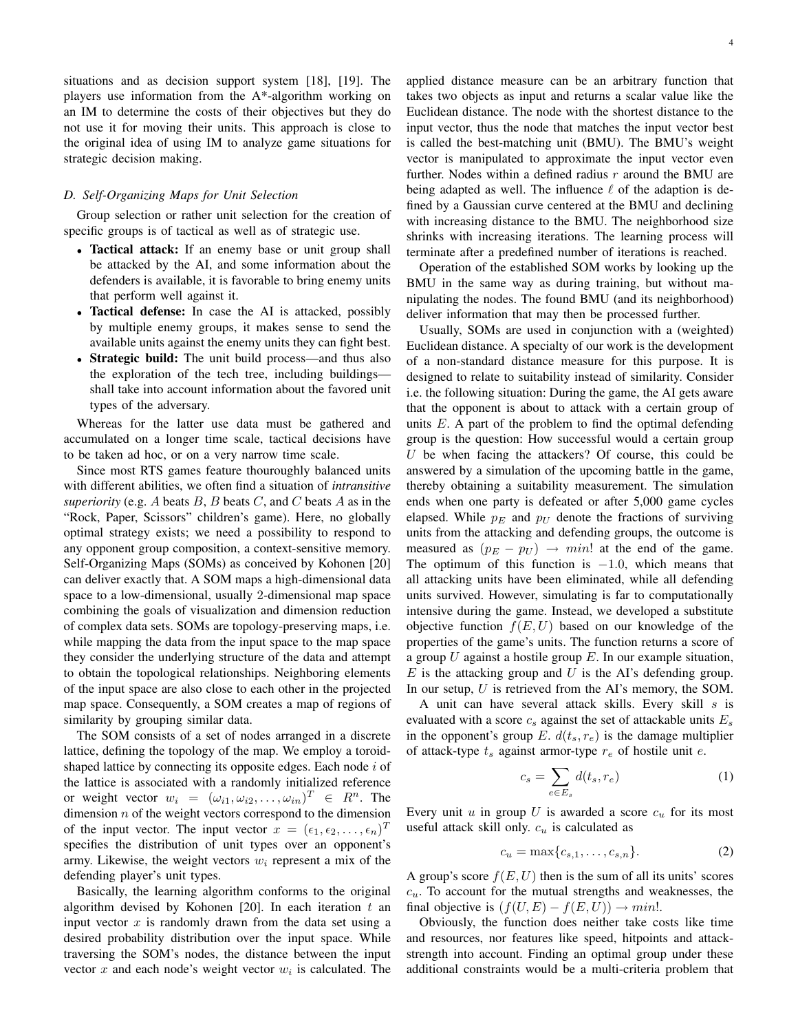situations and as decision support system [18], [19]. The players use information from the A*-algorithm working on an IM to determine the costs of their objectives but they do not use it for moving their units. This approach is close to the original idea of using IM to analyze game situations for strategic decision making.

### D. Self-Organizing Maps for Unit Selection

Group selection or rather unit selection for the creation of specific groups is of tactical as well as of strategic use.

- **Tactical attack:** If an enemy base or unit group shall be attacked by the AI, and some information about the defenders is available, it is favorable to bring enemy units that perform well against it.
- **Tactical defense:** In case the AI is attacked, possibly by multiple enemy groups, it makes sense to send the available units against the enemy units they can fight best.
- **Strategic build:** The unit build process—and thus also the exploration of the tech tree, including buildings—shall take into account information about the favored unit types of the adversary.

Whereas for the latter use data must be gathered and accumulated on a longer time scale, tactical decisions have to be taken ad hoc, or on a very narrow time scale.

Since most RTS games feature thouroughly balanced units with different abilities, we often find a situation of *intransitive superiority* (e.g. $A$ beats $B$, $B$ beats $C$, and $C$ beats $A$ as in the "Rock, Paper, Scissors" children's game). Here, no globally optimal strategy exists; we need a possibility to respond to any opponent group composition, a context-sensitive memory. Self-Organizing Maps (SOMs) as conceived by Kohonen [20] can deliver exactly that. A SOM maps a high-dimensional data space to a low-dimensional, usually 2-dimensional map space combining the goals of visualization and dimension reduction of complex data sets. SOMs are topology-preserving maps, i.e. while mapping the data from the input space to the map space they consider the underlying structure of the data and attempt to obtain the topological relationships. Neighboring elements of the input space are also close to each other in the projected map space. Consequently, a SOM creates a map of regions of similarity by grouping similar data.

The SOM consists of a set of nodes arranged in a discrete lattice, defining the topology of the map. We employ a toroid-shaped lattice by connecting its opposite edges. Each node $i$ of the lattice is associated with a randomly initialized reference or weight vector $w_i = (\omega_{i1}, \omega_{i2}, \ldots, \omega_{in})^T \in R^n$. The dimension $n$ of the weight vectors correspond to the dimension of the input vector. The input vector $x = (\epsilon_1, \epsilon_2, \ldots, \epsilon_n)^T$ specifies the distribution of unit types over an opponent's army. Likewise, the weight vectors $w_i$ represent a mix of the defending player's unit types.

Basically, the learning algorithm conforms to the original algorithm devised by Kohonen [20]. In each iteration $t$ an input vector $x$ is randomly drawn from the data set using a desired probability distribution over the input space. While traversing the SOM's nodes, the distance between the input vector $x$ and each node's weight vector $w_i$ is calculated. The applied distance measure can be an arbitrary function that takes two objects as input and returns a scalar value like the Euclidean distance. The node with the shortest distance to the input vector, thus the node that matches the input vector best is called the best-matching unit (BMU). The BMU's weight vector is manipulated to approximate the input vector even further. Nodes within a defined radius $r$ around the BMU are being adapted as well. The influence $\ell$ of the adaption is defined by a Gaussian curve centered at the BMU and declining with increasing distance to the BMU. The neighborhood size shrinks with increasing iterations. The learning process will terminate after a predefined number of iterations is reached.

Operation of the established SOM works by looking up the BMU in the same way as during training, but without manipulating the nodes. The found BMU (and its neighborhood) deliver information that may then be processed further.

Usually, SOMs are used in conjunction with a (weighted) Euclidean distance. A specialty of our work is the development of a non-standard distance measure for this purpose. It is designed to relate to suitability instead of similarity. Consider i.e. the following situation: During the game, the AI gets aware that the opponent is about to attack with a certain group of units $E$. A part of the problem to find the optimal defending group is the question: How successful would a certain group $U$ be when facing the attackers? Of course, this could be answered by a simulation of the upcoming battle in the game, thereby obtaining a suitability measurement. The simulation ends when one party is defeated or after 5,000 game cycles elapsed. While $p_E$ and $p_U$ denote the fractions of surviving units from the attacking and defending groups, the outcome is measured as $(p_E - p_U) \rightarrow min!$ at the end of the game. The optimum of this function is $-1.0$, which means that all attacking units have been eliminated, while all defending units survived. However, simulating is far to computationally intensive during the game. Instead, we developed a substitute objective function $f(E, U)$ based on our knowledge of the properties of the game's units. The function returns a score of a group $U$ against a hostile group $E$. In our example situation, $E$ is the attacking group and $U$ is the AI's defending group. In our setup, $U$ is retrieved from the AI's memory, the SOM.

A unit can have several attack skills. Every skill $s$ is evaluated with a score $c_s$ against the set of attackable units $E_s$ in the opponent's group $E$. $d(t_s, r_e)$ is the damage multiplier of attack-type $t_s$ against armor-type $r_e$ of hostile unit $e$.

$$c_s = \sum_{e \in E_s} d(t_s, r_e) \tag{1}$$

Every unit $u$ in group $U$ is awarded a score $c_u$ for its most useful attack skill only. $c_u$ is calculated as

$$c_u = \max\{c_{s,1}, \ldots, c_{s,n}\}. \tag{2}$$

A group's score $f(E, U)$ then is the sum of all its units' scores $c_u$. To account for the mutual strengths and weaknesses, the final objective is $(f(U, E) - f(E, U)) \rightarrow min!$.

Obviously, the function does neither take costs like time and resources, nor features like speed, hitpoints and attack-strength into account. Finding an optimal group under these additional constraints would be a multi-criteria problem that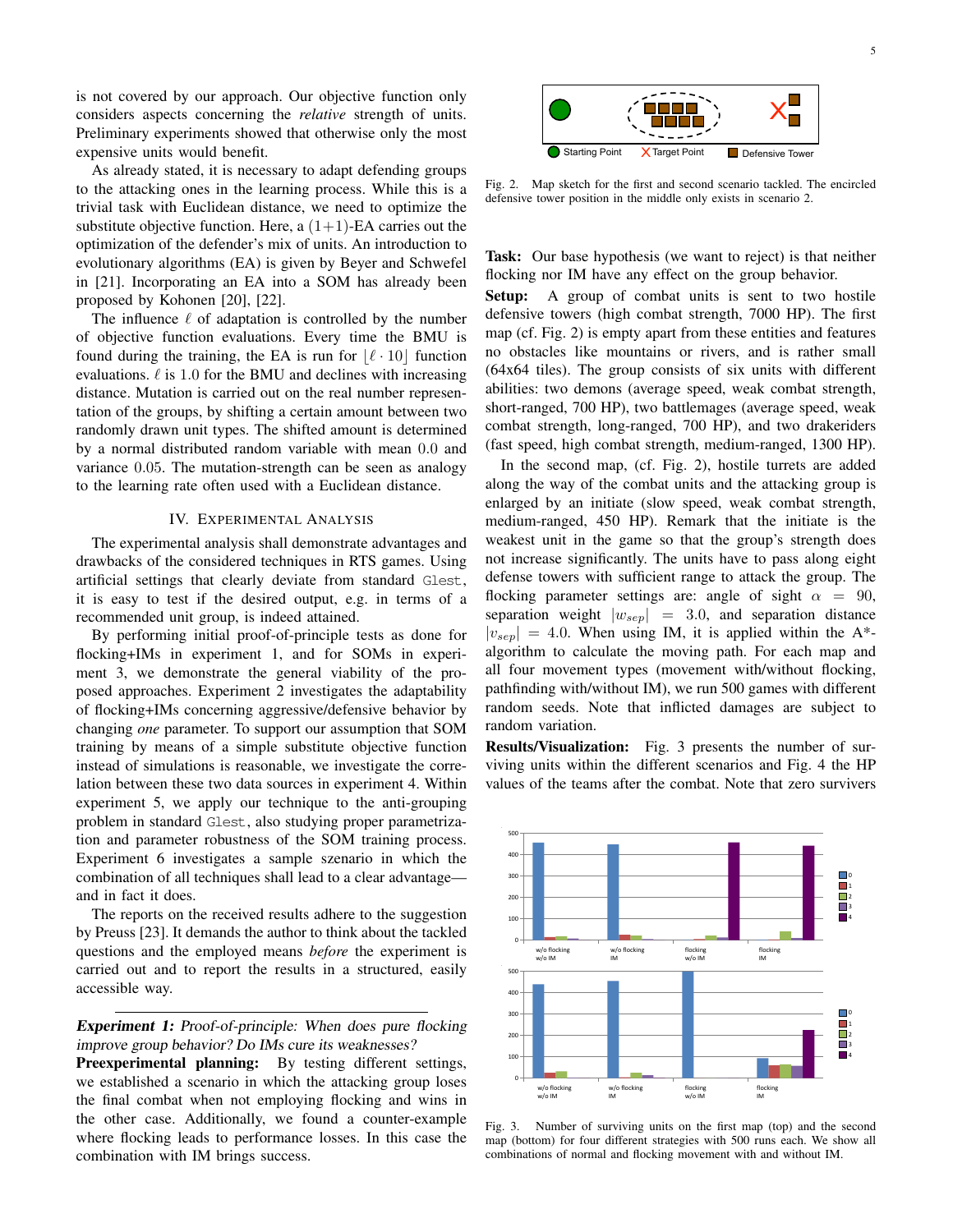is not covered by our approach. Our objective function only considers aspects concerning the *relative* strength of units. Preliminary experiments showed that otherwise only the most expensive units would benefit.

As already stated, it is necessary to adapt defending groups to the attacking ones in the learning process. While this is a trivial task with Euclidean distance, we need to optimize the substitute objective function. Here, a (1+1)-EA carries out the optimization of the defender's mix of units. An introduction to evolutionary algorithms (EA) is given by Beyer and Schwefel in [21]. Incorporating an EA into a SOM has already been proposed by Kohonen [20], [22].

The influence $\ell$ of adaptation is controlled by the number of objective function evaluations. Every time the BMU is found during the training, the EA is run for $\lfloor \ell \cdot 10 \rfloor$ function evaluations. $\ell$ is 1.0 for the BMU and declines with increasing distance. Mutation is carried out on the real number representation of the groups, by shifting a certain amount between two randomly drawn unit types. The shifted amount is determined by a normal distributed random variable with mean 0.0 and variance 0.05. The mutation-strength can be seen as analogy to the learning rate often used with a Euclidean distance.

## IV. Experimental Analysis

The experimental analysis shall demonstrate advantages and drawbacks of the considered techniques in RTS games. Using artificial settings that clearly deviate from standard `Glest`, it is easy to test if the desired output, e.g. in terms of a recommended unit group, is indeed attained.

By performing initial proof-of-principle tests as done for flocking+IMs in experiment 1, and for SOMs in experiment 3, we demonstrate the general viability of the proposed approaches. Experiment 2 investigates the adaptability of flocking+IMs concerning aggressive/defensive behavior by changing *one* parameter. To support our assumption that SOM training by means of a simple substitute objective function instead of simulations is reasonable, we investigate the correlation between these two data sources in experiment 4. Within experiment 5, we apply our technique to the anti-grouping problem in standard `Glest`, also studying proper parametrization and parameter robustness of the SOM training process. Experiment 6 investigates a sample szenario in which the combination of all techniques shall lead to a clear advantage—and in fact it does.

The reports on the received results adhere to the suggestion by Preuss [23]. It demands the author to think about the tackled questions and the employed means *before* the experiment is carried out and to report the results in a structured, easily accessible way.

---

***Experiment 1:*** *Proof-of-principle: When does pure flocking improve group behavior? Do IMs cure its weaknesses?*

**Preexperimental planning:** By testing different settings, we established a scenario in which the attacking group loses the final combat when not employing flocking and wins in the other case. Additionally, we found a counter-example where flocking leads to performance losses. In this case the combination with IM brings success.

Fig. 2. Map sketch for the first and second scenario tackled. The encircled defensive tower position in the middle only exists in scenario 2.

**Task:** Our base hypothesis (we want to reject) is that neither flocking nor IM have any effect on the group behavior.

**Setup:** A group of combat units is sent to two hostile defensive towers (high combat strength, 7000 HP). The first map (cf. Fig. 2) is empty apart from these entities and features no obstacles like mountains or rivers, and is rather small (64x64 tiles). The group consists of six units with different abilities: two demons (average speed, weak combat strength, short-ranged, 700 HP), two battlemages (average speed, weak combat strength, long-ranged, 700 HP), and two drakeriders (fast speed, high combat strength, medium-ranged, 1300 HP).

In the second map, (cf. Fig. 2), hostile turrets are added along the way of the combat units and the attacking group is enlarged by an initiate (slow speed, weak combat strength, medium-ranged, 450 HP). Remark that the initiate is the weakest unit in the game so that the group's strength does not increase significantly. The units have to pass along eight defense towers with sufficient range to attack the group. The flocking parameter settings are: angle of sight $\alpha = 90$, separation weight $|w_{sep}| = 3.0$, and separation distance $|v_{sep}| = 4.0$. When using IM, it is applied within the A*-algorithm to calculate the moving path. For each map and all four movement types (movement with/without flocking, pathfinding with/without IM), we run 500 games with different random seeds. Note that inflicted damages are subject to random variation.

**Results/Visualization:** Fig. 3 presents the number of surviving units within the different scenarios and Fig. 4 the HP values of the teams after the combat. Note that zero survivers

Fig. 3. Number of surviving units on the first map (top) and the second map (bottom) for four different strategies with 500 runs each. We show all combinations of normal and flocking movement with and without IM.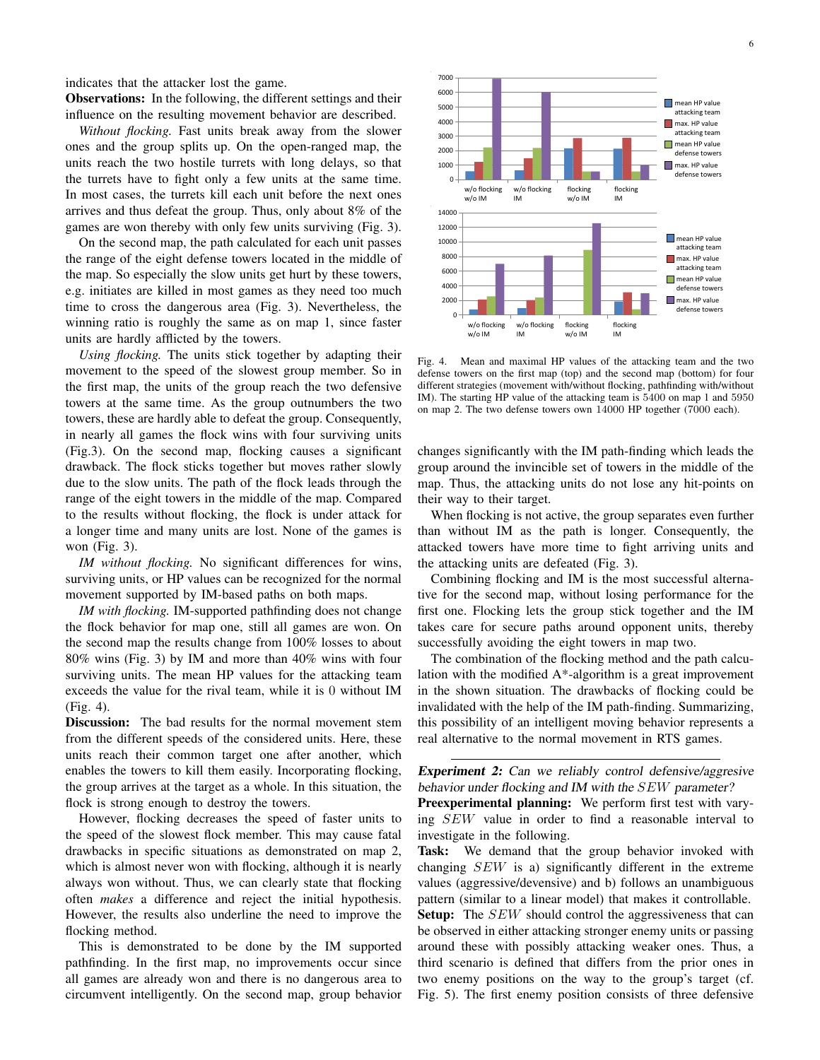indicates that the attacker lost the game.

**Observations:** In the following, the different settings and their influence on the resulting movement behavior are described.

*Without flocking.* Fast units break away from the slower ones and the group splits up. On the open-ranged map, the units reach the two hostile turrets with long delays, so that the turrets have to fight only a few units at the same time. In most cases, the turrets kill each unit before the next ones arrives and thus defeat the group. Thus, only about 8% of the games are won thereby with only few units surviving (Fig. 3).

On the second map, the path calculated for each unit passes the range of the eight defense towers located in the middle of the map. So especially the slow units get hurt by these towers, e.g. initiates are killed in most games as they need too much time to cross the dangerous area (Fig. 3). Nevertheless, the winning ratio is roughly the same as on map 1, since faster units are hardly afflicted by the towers.

*Using flocking.* The units stick together by adapting their movement to the speed of the slowest group member. So in the first map, the units of the group reach the two defensive towers at the same time. As the group outnumbers the two towers, these are hardly able to defeat the group. Consequently, in nearly all games the flock wins with four surviving units (Fig.3). On the second map, flocking causes a significant drawback. The flock sticks together but moves rather slowly due to the slow units. The path of the flock leads through the range of the eight towers in the middle of the map. Compared to the results without flocking, the flock is under attack for a longer time and many units are lost. None of the games is won (Fig. 3).

*IM without flocking.* No significant differences for wins, surviving units, or HP values can be recognized for the normal movement supported by IM-based paths on both maps.

*IM with flocking.* IM-supported pathfinding does not change the flock behavior for map one, still all games are won. On the second map the results change from 100% losses to about 80% wins (Fig. 3) by IM and more than 40% wins with four surviving units. The mean HP values for the attacking team exceeds the value for the rival team, while it is 0 without IM (Fig. 4).

**Discussion:** The bad results for the normal movement stem from the different speeds of the considered units. Here, these units reach their common target one after another, which enables the towers to kill them easily. Incorporating flocking, the group arrives at the target as a whole. In this situation, the flock is strong enough to destroy the towers.

However, flocking decreases the speed of faster units to the speed of the slowest flock member. This may cause fatal drawbacks in specific situations as demonstrated on map 2, which is almost never won with flocking, although it is nearly always won without. Thus, we can clearly state that flocking often *makes* a difference and reject the initial hypothesis. However, the results also underline the need to improve the flocking method.

This is demonstrated to be done by the IM supported pathfinding. In the first map, no improvements occur since all games are already won and there is no dangerous area to circumvent intelligently. On the second map, group behavior changes significantly with the IM path-finding which leads the group around the invincible set of towers in the middle of the map. Thus, the attacking units do not lose any hit-points on their way to their target.

Fig. 4. Mean and maximal HP values of the attacking team and the two defense towers on the first map (top) and the second map (bottom) for four different strategies (movement with/without flocking, pathfinding with/without IM). The starting HP value of the attacking team is 5400 on map 1 and 5950 on map 2. The two defense towers own 14000 HP together (7000 each).

When flocking is not active, the group separates even further than without IM as the path is longer. Consequently, the attacked towers have more time to fight arriving units and the attacking units are defeated (Fig. 3).

Combining flocking and IM is the most successful alternative for the second map, without losing performance for the first one. Flocking lets the group stick together and the IM takes care for secure paths around opponent units, thereby successfully avoiding the eight towers in map two.

The combination of the flocking method and the path calculation with the modified A*-algorithm is a great improvement in the shown situation. The drawbacks of flocking could be invalidated with the help of the IM path-finding. Summarizing, this possibility of an intelligent moving behavior represents a real alternative to the normal movement in RTS games.

---

***Experiment 2:** Can we reliably control defensive/aggresive behavior under flocking and IM with the $SEW$ parameter?*

**Preexperimental planning:** We perform first test with varying $SEW$ value in order to find a reasonable interval to investigate in the following.

**Task:** We demand that the group behavior invoked with changing $SEW$ is a) significantly different in the extreme values (aggressive/devensive) and b) follows an unambiguous pattern (similar to a linear model) that makes it controllable.

**Setup:** The $SEW$ should control the aggressiveness that can be observed in either attacking stronger enemy units or passing around these with possibly attacking weaker ones. Thus, a third scenario is defined that differs from the prior ones in two enemy positions on the way to the group's target (cf. Fig. 5). The first enemy position consists of three defensive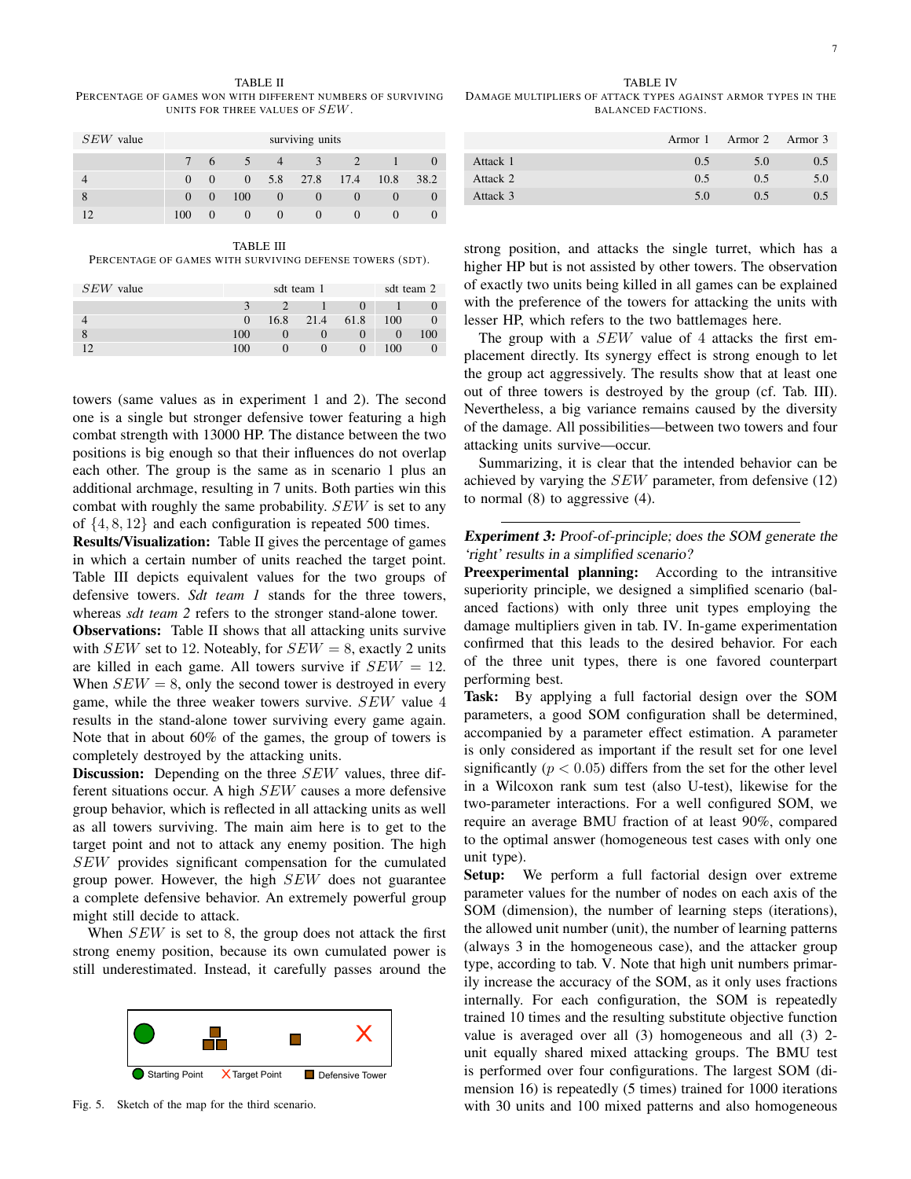TABLE II
PERCENTAGE OF GAMES WON WITH DIFFERENT NUMBERS OF SURVIVING UNITS FOR THREE VALUES OF $SEW$.

| $SEW$ value | surviving units | | | | | | | |
|---|---|---|---|---|---|---|---|---|
| | 7 | 6 | 5 | 4 | 3 | 2 | 1 | 0 |
| 4 | 0 | 0 | 0 | 5.8 | 27.8 | 17.4 | 10.8 | 38.2 |
| 8 | 0 | 0 | 100 | 0 | 0 | 0 | 0 | 0 |
| 12 | 100 | 0 | 0 | 0 | 0 | 0 | 0 | 0 |

TABLE III
PERCENTAGE OF GAMES WITH SURVIVING DEFENSE TOWERS (SDT).

| $SEW$ value | sdt team 1 | | | | sdt team 2 | |
|---|---|---|---|---|---|---|
| | 3 | 2 | 1 | 0 | 1 | 0 |
| 4 | 0 | 16.8 | 21.4 | 61.8 | 100 | 0 |
| 8 | 100 | 0 | 0 | 0 | 0 | 100 |
| 12 | 100 | 0 | 0 | 0 | 100 | 0 |

towers (same values as in experiment 1 and 2). The second one is a single but stronger defensive tower featuring a high combat strength with 13000 HP. The distance between the two positions is big enough so that their influences do not overlap each other. The group is the same as in scenario 1 plus an additional archmage, resulting in 7 units. Both parties win this combat with roughly the same probability. $SEW$ is set to any of $\{4, 8, 12\}$ and each configuration is repeated 500 times.

**Results/Visualization:** Table II gives the percentage of games in which a certain number of units reached the target point. Table III depicts equivalent values for the two groups of defensive towers. *Sdt team 1* stands for the three towers, whereas *sdt team 2* refers to the stronger stand-alone tower.

**Observations:** Table II shows that all attacking units survive with $SEW$ set to 12. Noteably, for $SEW = 8$, exactly 2 units are killed in each game. All towers survive if $SEW = 12$. When $SEW = 8$, only the second tower is destroyed in every game, while the three weaker towers survive. $SEW$ value 4 results in the stand-alone tower surviving every game again. Note that in about 60% of the games, the group of towers is completely destroyed by the attacking units.

**Discussion:** Depending on the three $SEW$ values, three different situations occur. A high $SEW$ causes a more defensive group behavior, which is reflected in all attacking units as well as all towers surviving. The main aim here is to get to the target point and not to attack any enemy position. The high $SEW$ provides significant compensation for the cumulated group power. However, the high $SEW$ does not guarantee a complete defensive behavior. An extremely powerful group might still decide to attack.

When $SEW$ is set to 8, the group does not attack the first strong enemy position, because its own cumulated power is still underestimated. Instead, it carefully passes around the strong position, and attacks the single turret, which has a higher HP but is not assisted by other towers. The observation of exactly two units being killed in all games can be explained with the preference of the towers for attacking the units with lesser HP, which refers to the two battlemages here.

The group with a $SEW$ value of 4 attacks the first emplacement directly. Its synergy effect is strong enough to let the group act aggressively. The results show that at least one out of three towers is destroyed by the group (cf. Tab. III). Nevertheless, a big variance remains caused by the diversity of the damage. All possibilities—between two towers and four attacking units survive—occur.

Summarizing, it is clear that the intended behavior can be achieved by varying the $SEW$ parameter, from defensive (12) to normal (8) to aggressive (4).

Starting Point   Target Point   Defensive Tower

Fig. 5. Sketch of the map for the third scenario.

TABLE IV
DAMAGE MULTIPLIERS OF ATTACK TYPES AGAINST ARMOR TYPES IN THE BALANCED FACTIONS.

| | Armor 1 | Armor 2 | Armor 3 |
|---|---|---|---|
| Attack 1 | 0.5 | 5.0 | 0.5 |
| Attack 2 | 0.5 | 0.5 | 5.0 |
| Attack 3 | 5.0 | 0.5 | 0.5 |

---

***Experiment 3:** Proof-of-principle; does the SOM generate the 'right' results in a simplified scenario?*

**Preexperimental planning:** According to the intransitive superiority principle, we designed a simplified scenario (balanced factions) with only three unit types employing the damage multipliers given in tab. IV. In-game experimentation confirmed that this leads to the desired behavior. For each of the three unit types, there is one favored counterpart performing best.

**Task:** By applying a full factorial design over the SOM parameters, a good SOM configuration shall be determined, accompanied by a parameter effect estimation. A parameter is only considered as important if the result set for one level significantly ($p < 0.05$) differs from the set for the other level in a Wilcoxon rank sum test (also U-test), likewise for the two-parameter interactions. For a well configured SOM, we require an average BMU fraction of at least 90%, compared to the optimal answer (homogeneous test cases with only one unit type).

**Setup:** We perform a full factorial design over extreme parameter values for the number of nodes on each axis of the SOM (dimension), the number of learning steps (iterations), the allowed unit number (unit), the number of learning patterns (always 3 in the homogeneous case), and the attacker group type, according to tab. V. Note that high unit numbers primarily increase the accuracy of the SOM, as it only uses fractions internally. For each configuration, the SOM is repeatedly trained 10 times and the resulting substitute objective function value is averaged over all (3) homogeneous and all (3) 2-unit equally shared mixed attacking groups. The BMU test is performed over four configurations. The largest SOM (dimension 16) is repeatedly (5 times) trained for 1000 iterations with 30 units and 100 mixed patterns and also homogeneous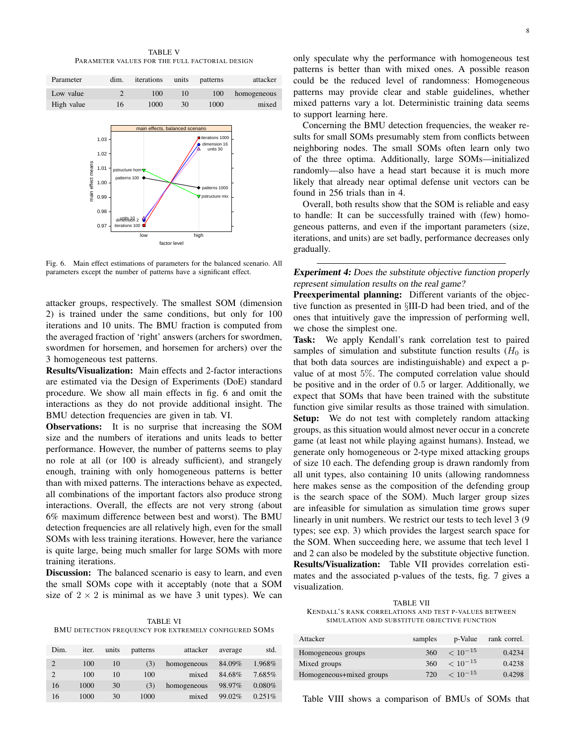TABLE V
PARAMETER VALUES FOR THE FULL FACTORIAL DESIGN

| Parameter | dim. | iterations | units | patterns | attacker |
|---|---|---|---|---|---|
| Low value | 2 | 100 | 10 | 100 | homogeneous |
| High value | 16 | 1000 | 30 | 1000 | mixed |

Fig. 6. Main effect estimations of parameters for the balanced scenario. All parameters except the number of patterns have a significant effect.

attacker groups, respectively. The smallest SOM (dimension 2) is trained under the same conditions, but only for 100 iterations and 10 units. The BMU fraction is computed from the averaged fraction of 'right' answers (archers for swordmen, swordmen for horsemen, and horsemen for archers) over the 3 homogeneous test patterns.

**Results/Visualization:** Main effects and 2-factor interactions are estimated via the Design of Experiments (DoE) standard procedure. We show all main effects in fig. 6 and omit the interactions as they do not provide additional insight. The BMU detection frequencies are given in tab. VI.

**Observations:** It is no surprise that increasing the SOM size and the numbers of iterations and units leads to better performance. However, the number of patterns seems to play no role at all (or 100 is already sufficient), and strangely enough, training with only homogeneous patterns is better than with mixed patterns. The interactions behave as expected, all combinations of the important factors also produce strong interactions. Overall, the effects are not very strong (about 6% maximum difference between best and worst). The BMU detection frequencies are all relatively high, even for the small SOMs with less training iterations. However, here the variance is quite large, being much smaller for large SOMs with more training iterations.

**Discussion:** The balanced scenario is easy to learn, and even the small SOMs cope with it acceptably (note that a SOM size of $2 \times 2$ is minimal as we have 3 unit types). We can only speculate why the performance with homogeneous test patterns is better than with mixed ones. A possible reason could be the reduced level of randomness: Homogeneous patterns may provide clear and stable guidelines, whether mixed patterns vary a lot. Deterministic training data seems to support learning here.

Concerning the BMU detection frequencies, the weaker results for small SOMs presumably stem from conflicts between neighboring nodes. The small SOMs often learn only two of the three optima. Additionally, large SOMs—initialized randomly—also have a head start because it is much more likely that already near optimal defense unit vectors can be found in 256 trials than in 4.

Overall, both results show that the SOM is reliable and easy to handle: It can be successfully trained with (few) homogeneous patterns, and even if the important parameters (size, iterations, and units) are set badly, performance decreases only gradually.

TABLE VI
BMU DETECTION FREQUENCY FOR EXTREMELY CONFIGURED SOMS

| Dim. | iter. | units | patterns | attacker | average | std. |
|---|---|---|---|---|---|---|
| 2 | 100 | 10 | (3) | homogeneous | 84.09% | 1.968% |
| 2 | 100 | 10 | 100 | mixed | 84.68% | 7.685% |
| 16 | 1000 | 30 | (3) | homogeneous | 98.97% | 0.080% |
| 16 | 1000 | 30 | 1000 | mixed | 99.02% | 0.251% |

---

***Experiment 4:*** *Does the substitute objective function properly represent simulation results on the real game?*

**Preexperimental planning:** Different variants of the objective function as presented in §III-D had been tried, and of the ones that intuitively gave the impression of performing well, we chose the simplest one.

**Task:** We apply Kendall's rank correlation test to paired samples of simulation and substitute function results ($H_0$ is that both data sources are indistinguishable) and expect a p-value of at most 5%. The computed correlation value should be positive and in the order of 0.5 or larger. Additionally, we expect that SOMs that have been trained with the substitute function give similar results as those trained with simulation.

**Setup:** We do not test with completely random attacking groups, as this situation would almost never occur in a concrete game (at least not while playing against humans). Instead, we generate only homogeneous or 2-type mixed attacking groups of size 10 each. The defending group is drawn randomly from all unit types, also containing 10 units (allowing randomness here makes sense as the composition of the defending group is the search space of the SOM). Much larger group sizes are infeasible for simulation as simulation time grows super linearly in unit numbers. We restrict our tests to tech level 3 (9 types; see exp. 3) which provides the largest search space for the SOM. When succeeding here, we assume that tech level 1 and 2 can also be modeled by the substitute objective function.

**Results/Visualization:** Table VII provides correlation estimates and the associated p-values of the tests, fig. 7 gives a visualization.

TABLE VII
KENDALL'S RANK CORRELATIONS AND TEST P-VALUES BETWEEN SIMULATION AND SUBSTITUTE OBJECTIVE FUNCTION

| Attacker | samples | p-Value | rank correl. |
|---|---|---|---|
| Homogeneous groups | 360 | $< 10^{-15}$ | 0.4234 |
| Mixed groups | 360 | $< 10^{-15}$ | 0.4238 |
| Homogeneous+mixed groups | 720 | $< 10^{-15}$ | 0.4298 |

Table VIII shows a comparison of BMUs of SOMs that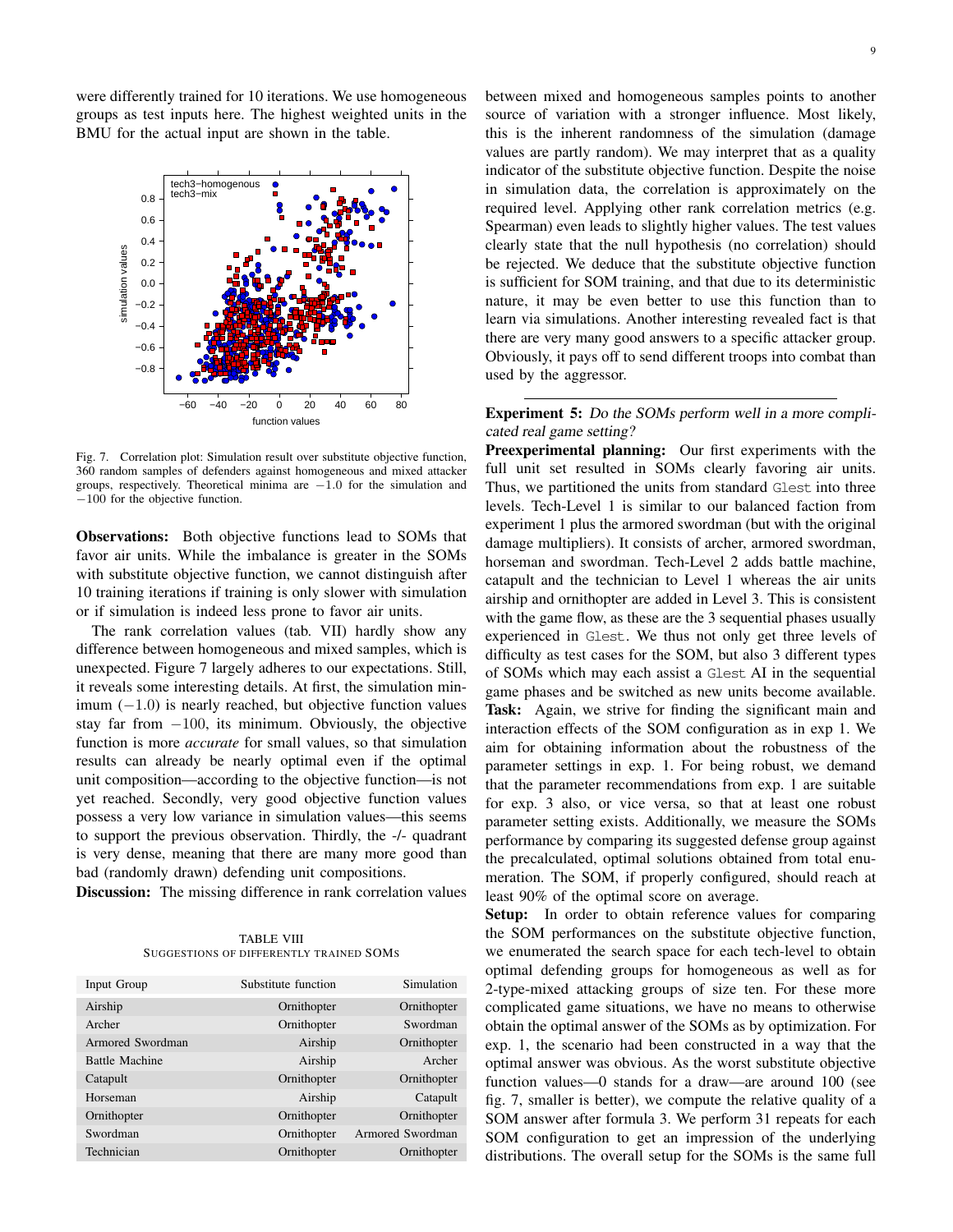were differently trained for 10 iterations. We use homogeneous groups as test inputs here. The highest weighted units in the BMU for the actual input are shown in the table.

Fig. 7. Correlation plot: Simulation result over substitute objective function, 360 random samples of defenders against homogeneous and mixed attacker groups, respectively. Theoretical minima are $-1.0$ for the simulation and $-100$ for the objective function.

**Observations:** Both objective functions lead to SOMs that favor air units. While the imbalance is greater in the SOMs with substitute objective function, we cannot distinguish after 10 training iterations if training is only slower with simulation or if simulation is indeed less prone to favor air units.

The rank correlation values (tab. VII) hardly show any difference between homogeneous and mixed samples, which is unexpected. Figure 7 largely adheres to our expectations. Still, it reveals some interesting details. At first, the simulation minimum ($-1.0$) is nearly reached, but objective function values stay far from $-100$, its minimum. Obviously, the objective function is more *accurate* for small values, so that simulation results can already be nearly optimal even if the optimal unit composition—according to the objective function—is not yet reached. Secondly, very good objective function values possess a very low variance in simulation values—this seems to support the previous observation. Thirdly, the -/- quadrant is very dense, meaning that there are many more good than bad (randomly drawn) defending unit compositions.

**Discussion:** The missing difference in rank correlation values between mixed and homogeneous samples points to another source of variation with a stronger influence. Most likely, this is the inherent randomness of the simulation (damage values are partly random). We may interpret that as a quality indicator of the substitute objective function. Despite the noise in simulation data, the correlation is approximately on the required level. Applying other rank correlation metrics (e.g. Spearman) even leads to slightly higher values. The test values clearly state that the null hypothesis (no correlation) should be rejected. We deduce that the substitute objective function is sufficient for SOM training, and that due to its deterministic nature, it may be even better to use this function than to learn via simulations. Another interesting revealed fact is that there are very many good answers to a specific attacker group. Obviously, it pays off to send different troops into combat than used by the aggressor.

TABLE VIII
SUGGESTIONS OF DIFFERENTLY TRAINED SOMS

| Input Group | Substitute function | Simulation |
|---|---|---|
| Airship | Ornithopter | Ornithopter |
| Archer | Ornithopter | Swordman |
| Armored Swordman | Airship | Ornithopter |
| Battle Machine | Airship | Archer |
| Catapult | Ornithopter | Ornithopter |
| Horseman | Airship | Catapult |
| Ornithopter | Ornithopter | Ornithopter |
| Swordman | Ornithopter | Armored Swordman |
| Technician | Ornithopter | Ornithopter |

---

**Experiment 5:** *Do the SOMs perform well in a more complicated real game setting?*

**Preexperimental planning:** Our first experiments with the full unit set resulted in SOMs clearly favoring air units. Thus, we partitioned the units from standard `Glest` into three levels. Tech-Level 1 is similar to our balanced faction from experiment 1 plus the armored swordman (but with the original damage multipliers). It consists of archer, armored swordman, horseman and swordman. Tech-Level 2 adds battle machine, catapult and the technician to Level 1 whereas the air units airship and ornithopter are added in Level 3. This is consistent with the game flow, as these are the 3 sequential phases usually experienced in `Glest`. We thus not only get three levels of difficulty as test cases for the SOM, but also 3 different types of SOMs which may each assist a `Glest` AI in the sequential game phases and be switched as new units become available.

**Task:** Again, we strive for finding the significant main and interaction effects of the SOM configuration as in exp 1. We aim for obtaining information about the robustness of the parameter settings in exp. 1. For being robust, we demand that the parameter recommendations from exp. 1 are suitable for exp. 3 also, or vice versa, so that at least one robust parameter setting exists. Additionally, we measure the SOMs performance by comparing its suggested defense group against the precalculated, optimal solutions obtained from total enumeration. The SOM, if properly configured, should reach at least 90% of the optimal score on average.

**Setup:** In order to obtain reference values for comparing the SOM performances on the substitute objective function, we enumerated the search space for each tech-level to obtain optimal defending groups for homogeneous as well as for 2-type-mixed attacking groups of size ten. For these more complicated game situations, we have no means to otherwise obtain the optimal answer of the SOMs as by optimization. For exp. 1, the scenario had been constructed in a way that the optimal answer was obvious. As the worst substitute objective function values—0 stands for a draw—are around 100 (see fig. 7, smaller is better), we compute the relative quality of a SOM answer after formula 3. We perform 31 repeats for each SOM configuration to get an impression of the underlying distributions. The overall setup for the SOMs is the same full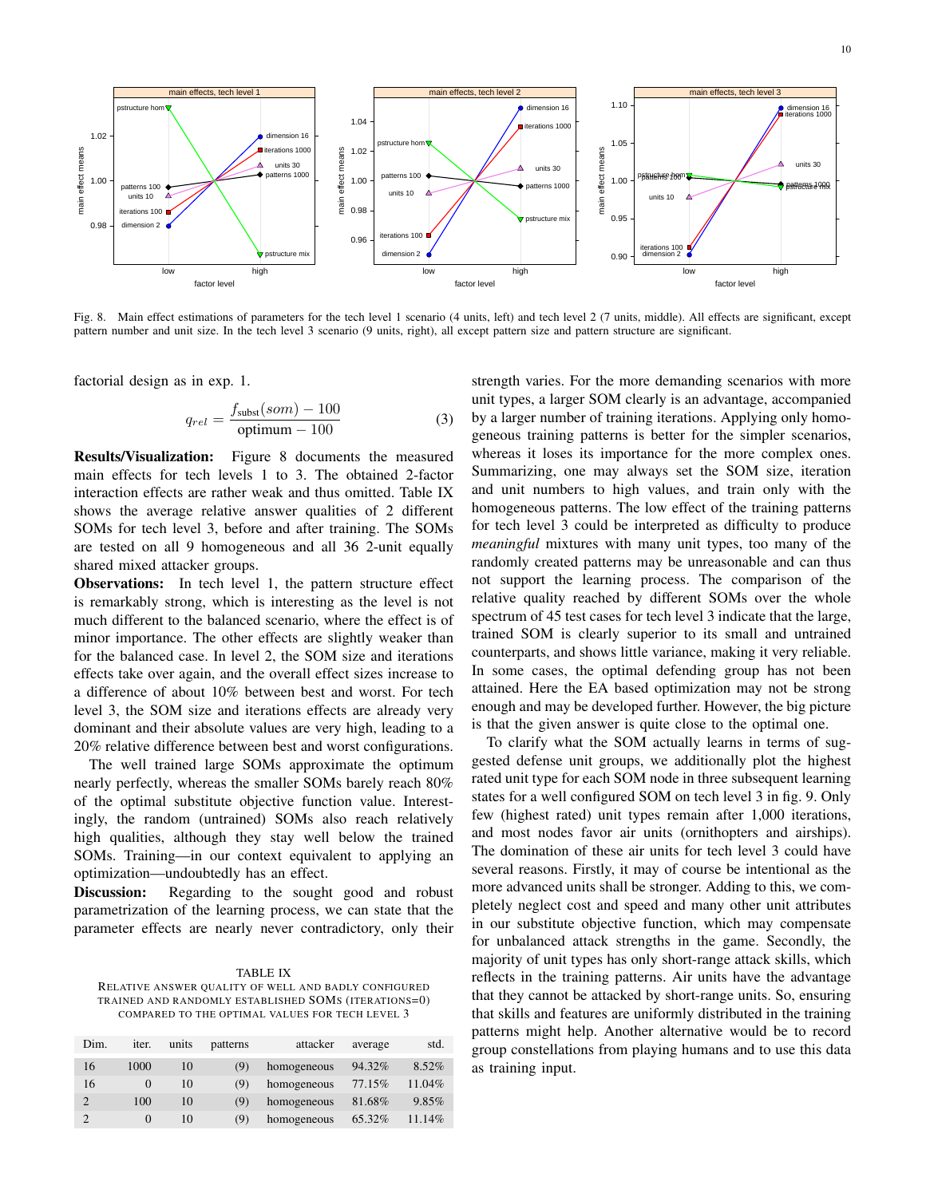main effects, tech level 1

main effect means

1.02
1.00
0.98

pstructure hom
dimension 16
iterations 1000
units 30
patterns 1000
patterns 100
units 10
iterations 100
dimension 2
pstructure mix

low
high

factor level

main effects, tech level 2

main effect means

1.04
1.02
1.00
0.98
0.96

dimension 16
iterations 1000
pstructure hom
units 30
patterns 100
patterns 1000
units 10
pstructure mix
iterations 100
dimension 2

low
high

factor level

main effects, tech level 3

main effect means

1.10
1.05
1.00
0.95
0.90

dimension 16
iterations 1000
units 30
pstructure hom
patterns 100
patterns 1000
pstructure mix
units 10
iterations 100
dimension 2

low
high

factor level

Fig. 8. Main effect estimations of parameters for the tech level 1 scenario (4 units, left) and tech level 2 (7 units, middle). All effects are significant, except pattern number and unit size. In the tech level 3 scenario (9 units, right), all except pattern size and pattern structure are significant.

factorial design as in exp. 1.

$$q_{rel} = \frac{f_{\text{subst}}(som) - 100}{\text{optimum} - 100} \tag{3}$$

**Results/Visualization:** Figure 8 documents the measured main effects for tech levels 1 to 3. The obtained 2-factor interaction effects are rather weak and thus omitted. Table IX shows the average relative answer qualities of 2 different SOMs for tech level 3, before and after training. The SOMs are tested on all 9 homogeneous and all 36 2-unit equally shared mixed attacker groups.

**Observations:** In tech level 1, the pattern structure effect is remarkably strong, which is interesting as the level is not much different to the balanced scenario, where the effect is of minor importance. The other effects are slightly weaker than for the balanced case. In level 2, the SOM size and iterations effects take over again, and the overall effect sizes increase to a difference of about 10% between best and worst. For tech level 3, the SOM size and iterations effects are already very dominant and their absolute values are very high, leading to a 20% relative difference between best and worst configurations.

The well trained large SOMs approximate the optimum nearly perfectly, whereas the smaller SOMs barely reach 80% of the optimal substitute objective function value. Interestingly, the random (untrained) SOMs also reach relatively high qualities, although they stay well below the trained SOMs. Training—in our context equivalent to applying an optimization—undoubtedly has an effect.

**Discussion:** Regarding to the sought good and robust parametrization of the learning process, we can state that the parameter effects are nearly never contradictory, only their strength varies. For the more demanding scenarios with more unit types, a larger SOM clearly is an advantage, accompanied by a larger number of training iterations. Applying only homogeneous training patterns is better for the simpler scenarios, whereas it loses its importance for the more complex ones. Summarizing, one may always set the SOM size, iteration and unit numbers to high values, and train only with the homogeneous patterns. The low effect of the training patterns for tech level 3 could be interpreted as difficulty to produce *meaningful* mixtures with many unit types, too many of the randomly created patterns may be unreasonable and can thus not support the learning process. The comparison of the relative quality reached by different SOMs over the whole spectrum of 45 test cases for tech level 3 indicate that the large, trained SOM is clearly superior to its small and untrained counterparts, and shows little variance, making it very reliable. In some cases, the optimal defending group has not been attained. Here the EA based optimization may not be strong enough and may be developed further. However, the big picture is that the given answer is quite close to the optimal one.

TABLE IX
RELATIVE ANSWER QUALITY OF WELL AND BADLY CONFIGURED TRAINED AND RANDOMLY ESTABLISHED SOMS (ITERATIONS=0) COMPARED TO THE OPTIMAL VALUES FOR TECH LEVEL 3

| Dim. | iter. | units | patterns | attacker | average | std. |
|---|---|---|---|---|---|---|
| 16 | 1000 | 10 | (9) | homogeneous | 94.32% | 8.52% |
| 16 | 0 | 10 | (9) | homogeneous | 77.15% | 11.04% |
| 2 | 100 | 10 | (9) | homogeneous | 81.68% | 9.85% |
| 2 | 0 | 10 | (9) | homogeneous | 65.32% | 11.14% |

To clarify what the SOM actually learns in terms of suggested defense unit groups, we additionally plot the highest rated unit type for each SOM node in three subsequent learning states for a well configured SOM on tech level 3 in fig. 9. Only few (highest rated) unit types remain after 1,000 iterations, and most nodes favor air units (ornithopters and airships). The domination of these air units for tech level 3 could have several reasons. Firstly, it may of course be intentional as the more advanced units shall be stronger. Adding to this, we completely neglect cost and speed and many other unit attributes in our substitute objective function, which may compensate for unbalanced attack strengths in the game. Secondly, the majority of unit types has only short-range attack skills, which reflects in the training patterns. Air units have the advantage that they cannot be attacked by short-range units. So, ensuring that skills and features are uniformly distributed in the training patterns might help. Another alternative would be to record group constellations from playing humans and to use this data as training input.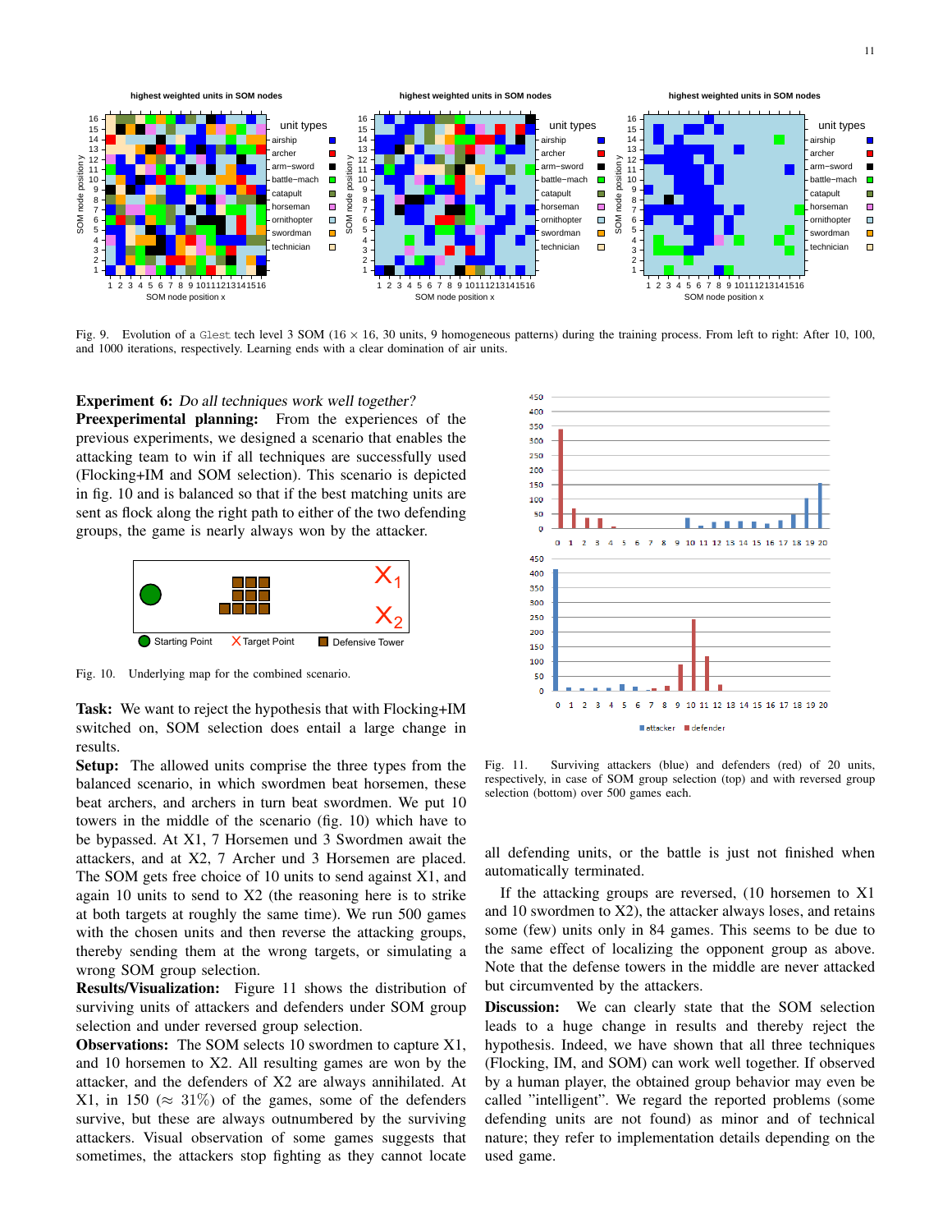Fig. 9. Evolution of a Glest tech level 3 SOM (16 × 16, 30 units, 9 homogeneous patterns) during the training process. From left to right: After 10, 100, and 1000 iterations, respectively. Learning ends with a clear domination of air units.

**Experiment 6:** *Do all techniques work well together?*

**Preexperimental planning:** From the experiences of the previous experiments, we designed a scenario that enables the attacking team to win if all techniques are successfully used (Flocking+IM and SOM selection). This scenario is depicted in fig. 10 and is balanced so that if the best matching units are sent as flock along the right path to either of the two defending groups, the game is nearly always won by the attacker.

Fig. 10. Underlying map for the combined scenario.

**Task:** We want to reject the hypothesis that with Flocking+IM switched on, SOM selection does entail a large change in results.

**Setup:** The allowed units comprise the three types from the balanced scenario, in which swordmen beat horsemen, these beat archers, and archers in turn beat swordmen. We put 10 towers in the middle of the scenario (fig. 10) which have to be bypassed. At X1, 7 Horsemen und 3 Swordmen await the attackers, and at X2, 7 Archer und 3 Horsemen are placed. The SOM gets free choice of 10 units to send against X1, and again 10 units to send to X2 (the reasoning here is to strike at both targets at roughly the same time). We run 500 games with the chosen units and then reverse the attacking groups, thereby sending them at the wrong targets, or simulating a wrong SOM group selection.

**Results/Visualization:** Figure 11 shows the distribution of surviving units of attackers and defenders under SOM group selection and under reversed group selection.

**Observations:** The SOM selects 10 swordmen to capture X1, and 10 horsemen to X2. All resulting games are won by the attacker, and the defenders of X2 are always annihilated. At X1, in 150 ($\approx 31\%$) of the games, some of the defenders survive, but these are always outnumbered by the surviving attackers. Visual observation of some games suggests that sometimes, the attackers stop fighting as they cannot locate all defending units, or the battle is just not finished when automatically terminated.

Fig. 11. Surviving attackers (blue) and defenders (red) of 20 units, respectively, in case of SOM group selection (top) and with reversed group selection (bottom) over 500 games each.

If the attacking groups are reversed, (10 horsemen to X1 and 10 swordmen to X2), the attacker always loses, and retains some (few) units only in 84 games. This seems to be due to the same effect of localizing the opponent group as above. Note that the defense towers in the middle are never attacked but circumvented by the attackers.

**Discussion:** We can clearly state that the SOM selection leads to a huge change in results and thereby reject the hypothesis. Indeed, we have shown that all three techniques (Flocking, IM, and SOM) can work well together. If observed by a human player, the obtained group behavior may even be called "intelligent". We regard the reported problems (some defending units are not found) as minor and of technical nature; they refer to implementation details depending on the used game.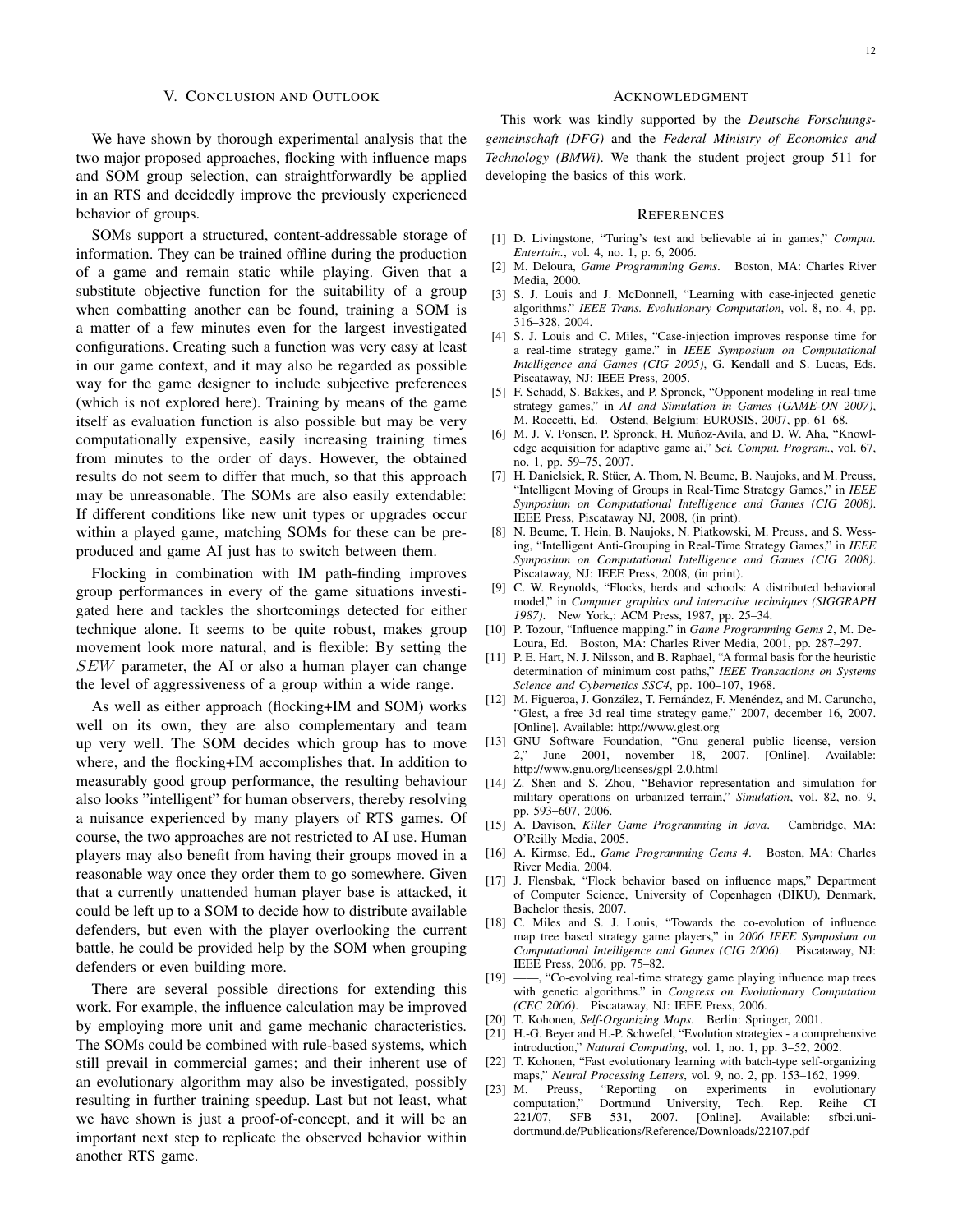## V. Conclusion and Outlook

We have shown by thorough experimental analysis that the two major proposed approaches, flocking with influence maps and SOM group selection, can straightforwardly be applied in an RTS and decidedly improve the previously experienced behavior of groups.

SOMs support a structured, content-addressable storage of information. They can be trained offline during the production of a game and remain static while playing. Given that a substitute objective function for the suitability of a group when combatting another can be found, training a SOM is a matter of a few minutes even for the largest investigated configurations. Creating such a function was very easy at least in our game context, and it may also be regarded as possible way for the game designer to include subjective preferences (which is not explored here). Training by means of the game itself as evaluation function is also possible but may be very computationally expensive, easily increasing training times from minutes to the order of days. However, the obtained results do not seem to differ that much, so that this approach may be unreasonable. The SOMs are also easily extendable: If different conditions like new unit types or upgrades occur within a played game, matching SOMs for these can be preproduced and game AI just has to switch between them.

Flocking in combination with IM path-finding improves group performances in every of the game situations investigated here and tackles the shortcomings detected for either technique alone. It seems to be quite robust, makes group movement look more natural, and is flexible: By setting the $SEW$ parameter, the AI or also a human player can change the level of aggressiveness of a group within a wide range.

As well as either approach (flocking+IM and SOM) works well on its own, they are also complementary and team up very well. The SOM decides which group has to move where, and the flocking+IM accomplishes that. In addition to measurably good group performance, the resulting behaviour also looks "intelligent" for human observers, thereby resolving a nuisance experienced by many players of RTS games. Of course, the two approaches are not restricted to AI use. Human players may also benefit from having their groups moved in a reasonable way once they order them to go somewhere. Given that a currently unattended human player base is attacked, it could be left up to a SOM to decide how to distribute available defenders, but even with the player overlooking the current battle, he could be provided help by the SOM when grouping defenders or even building more.

There are several possible directions for extending this work. For example, the influence calculation may be improved by employing more unit and game mechanic characteristics. The SOMs could be combined with rule-based systems, which still prevail in commercial games; and their inherent use of an evolutionary algorithm may also be investigated, possibly resulting in further training speedup. Last but not least, what we have shown is just a proof-of-concept, and it will be an important next step to replicate the observed behavior within another RTS game.

## Acknowledgment

This work was kindly supported by the *Deutsche Forschungsgemeinschaft (DFG)* and the *Federal Ministry of Economics and Technology (BMWi)*. We thank the student project group 511 for developing the basics of this work.

## References

[1] D. Livingstone, "Turing's test and believable ai in games," *Comput. Entertain.*, vol. 4, no. 1, p. 6, 2006.

[2] M. Deloura, *Game Programming Gems*. Boston, MA: Charles River Media, 2000.

[3] S. J. Louis and J. McDonnell, "Learning with case-injected genetic algorithms." *IEEE Trans. Evolutionary Computation*, vol. 8, no. 4, pp. 316–328, 2004.

[4] S. J. Louis and C. Miles, "Case-injection improves response time for a real-time strategy game." in *IEEE Symposium on Computational Intelligence and Games (CIG 2005)*, G. Kendall and S. Lucas, Eds. Piscataway, NJ: IEEE Press, 2005.

[5] F. Schadd, S. Bakkes, and P. Spronck, "Opponent modeling in real-time strategy games," in *AI and Simulation in Games (GAME-ON 2007)*, M. Roccetti, Ed. Ostend, Belgium: EUROSIS, 2007, pp. 61–68.

[6] M. J. V. Ponsen, P. Spronck, H. Muñoz-Avila, and D. W. Aha, "Knowledge acquisition for adaptive game ai," *Sci. Comput. Program.*, vol. 67, no. 1, pp. 59–75, 2007.

[7] H. Danielsiek, R. Stüer, A. Thom, N. Beume, B. Naujoks, and M. Preuss, "Intelligent Moving of Groups in Real-Time Strategy Games," in *IEEE Symposium on Computational Intelligence and Games (CIG 2008)*. IEEE Press, Piscataway NJ, 2008, (in print).

[8] N. Beume, T. Hein, B. Naujoks, N. Piatkowski, M. Preuss, and S. Wessing, "Intelligent Anti-Grouping in Real-Time Strategy Games," in *IEEE Symposium on Computational Intelligence and Games (CIG 2008)*. Piscataway, NJ: IEEE Press, 2008, (in print).

[9] C. W. Reynolds, "Flocks, herds and schools: A distributed behavioral model," in *Computer graphics and interactive techniques (SIGGRAPH 1987)*. New York,: ACM Press, 1987, pp. 25–34.

[10] P. Tozour, "Influence mapping." in *Game Programming Gems 2*, M. DeLoura, Ed. Boston, MA: Charles River Media, 2001, pp. 287–297.

[11] P. E. Hart, N. J. Nilsson, and B. Raphael, "A formal basis for the heuristic determination of minimum cost paths," *IEEE Transactions on Systems Science and Cybernetics SSC4*, pp. 100–107, 1968.

[12] M. Figueroa, J. González, T. Fernández, F. Menéndez, and M. Caruncho, "Glest, a free 3d real time strategy game," 2007, december 16, 2007. [Online]. Available: http://www.glest.org

[13] GNU Software Foundation, "Gnu general public license, version 2," June 2001, november 18, 2007. [Online]. Available: http://www.gnu.org/licenses/gpl-2.0.html

[14] Z. Shen and S. Zhou, "Behavior representation and simulation for military operations on urbanized terrain," *Simulation*, vol. 82, no. 9, pp. 593–607, 2006.

[15] A. Davison, *Killer Game Programming in Java*. Cambridge, MA: O'Reilly Media, 2005.

[16] A. Kirmse, Ed., *Game Programming Gems 4*. Boston, MA: Charles River Media, 2004.

[17] J. Flensbak, "Flock behavior based on influence maps," Department of Computer Science, University of Copenhagen (DIKU), Denmark, Bachelor thesis, 2007.

[18] C. Miles and S. J. Louis, "Towards the co-evolution of influence map tree based strategy game players," in *2006 IEEE Symposium on Computational Intelligence and Games (CIG 2006)*. Piscataway, NJ: IEEE Press, 2006, pp. 75–82.

[19] ——, "Co-evolving real-time strategy game playing influence map trees with genetic algorithms." in *Congress on Evolutionary Computation (CEC 2006)*. Piscataway, NJ: IEEE Press, 2006.

[20] T. Kohonen, *Self-Organizing Maps*. Berlin: Springer, 2001.

[21] H.-G. Beyer and H.-P. Schwefel, "Evolution strategies - a comprehensive introduction," *Natural Computing*, vol. 1, no. 1, pp. 3–52, 2002.

[22] T. Kohonen, "Fast evolutionary learning with batch-type self-organizing maps," *Neural Processing Letters*, vol. 9, no. 2, pp. 153–162, 1999.

[23] M. Preuss, "Reporting on experiments in evolutionary computation," Dortmund University, Tech. Rep. Reihe CI 221/07, SFB 531, 2007. [Online]. Available: sfbci.uni-dortmund.de/Publications/Reference/Downloads/22107.pdf